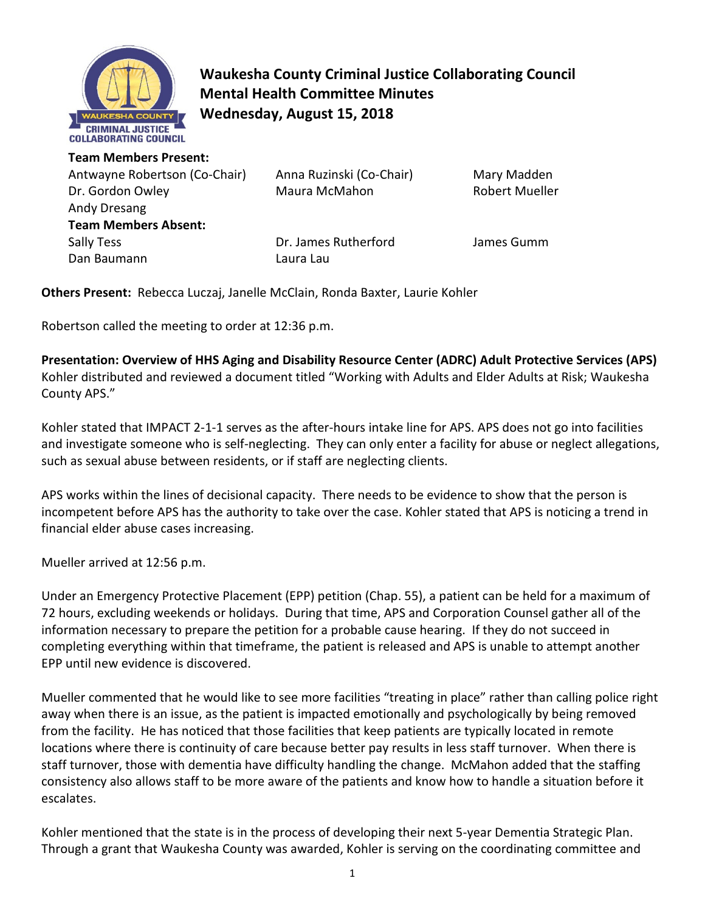# Waukesha County Criminal Justice Collaborating Council
## Mental Health Committee Minutes
## Wednesday, August 15, 2018

**Team Members Present:**

| | | |
|---|---|---|
| Antwayne Robertson (Co-Chair) | Anna Ruzinski (Co-Chair) | Mary Madden |
| Dr. Gordon Owley | Maura McMahon | Robert Mueller |
| Andy Dresang | | |

**Team Members Absent:**

| | | |
|---|---|---|
| Sally Tess | Dr. James Rutherford | James Gumm |
| Dan Baumann | Laura Lau | |

**Others Present:** Rebecca Luczaj, Janelle McClain, Ronda Baxter, Laurie Kohler

Robertson called the meeting to order at 12:36 p.m.

**Presentation: Overview of HHS Aging and Disability Resource Center (ADRC) Adult Protective Services (APS)**
Kohler distributed and reviewed a document titled "Working with Adults and Elder Adults at Risk; Waukesha County APS."

Kohler stated that IMPACT 2-1-1 serves as the after-hours intake line for APS. APS does not go into facilities and investigate someone who is self-neglecting. They can only enter a facility for abuse or neglect allegations, such as sexual abuse between residents, or if staff are neglecting clients.

APS works within the lines of decisional capacity. There needs to be evidence to show that the person is incompetent before APS has the authority to take over the case. Kohler stated that APS is noticing a trend in financial elder abuse cases increasing.

Mueller arrived at 12:56 p.m.

Under an Emergency Protective Placement (EPP) petition (Chap. 55), a patient can be held for a maximum of 72 hours, excluding weekends or holidays. During that time, APS and Corporation Counsel gather all of the information necessary to prepare the petition for a probable cause hearing. If they do not succeed in completing everything within that timeframe, the patient is released and APS is unable to attempt another EPP until new evidence is discovered.

Mueller commented that he would like to see more facilities "treating in place" rather than calling police right away when there is an issue, as the patient is impacted emotionally and psychologically by being removed from the facility. He has noticed that those facilities that keep patients are typically located in remote locations where there is continuity of care because better pay results in less staff turnover. When there is staff turnover, those with dementia have difficulty handling the change. McMahon added that the staffing consistency also allows staff to be more aware of the patients and know how to handle a situation before it escalates.

Kohler mentioned that the state is in the process of developing their next 5-year Dementia Strategic Plan. Through a grant that Waukesha County was awarded, Kohler is serving on the coordinating committee and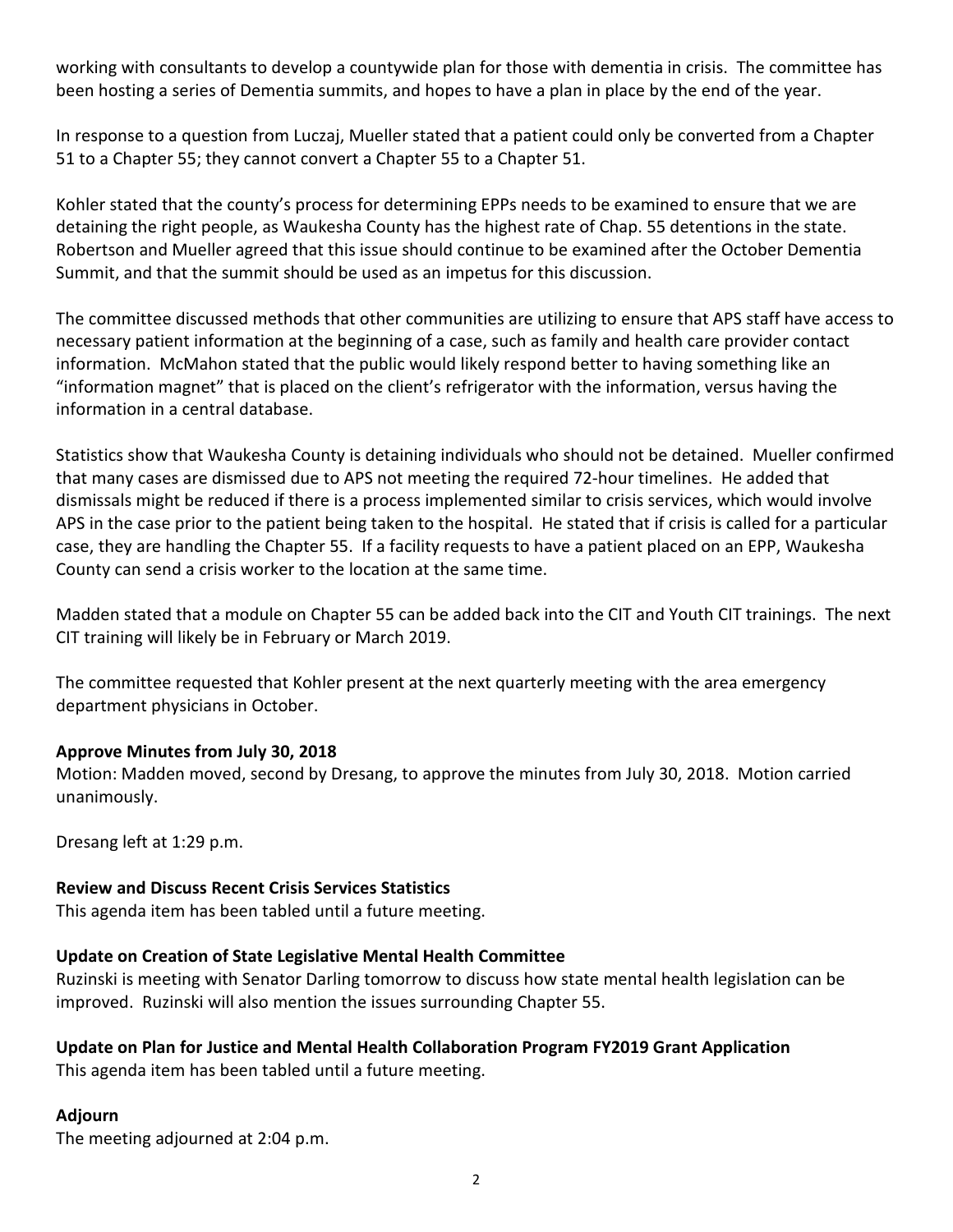working with consultants to develop a countywide plan for those with dementia in crisis. The committee has been hosting a series of Dementia summits, and hopes to have a plan in place by the end of the year.

In response to a question from Luczaj, Mueller stated that a patient could only be converted from a Chapter 51 to a Chapter 55; they cannot convert a Chapter 55 to a Chapter 51.

Kohler stated that the county's process for determining EPPs needs to be examined to ensure that we are detaining the right people, as Waukesha County has the highest rate of Chap. 55 detentions in the state. Robertson and Mueller agreed that this issue should continue to be examined after the October Dementia Summit, and that the summit should be used as an impetus for this discussion.

The committee discussed methods that other communities are utilizing to ensure that APS staff have access to necessary patient information at the beginning of a case, such as family and health care provider contact information. McMahon stated that the public would likely respond better to having something like an "information magnet" that is placed on the client's refrigerator with the information, versus having the information in a central database.

Statistics show that Waukesha County is detaining individuals who should not be detained. Mueller confirmed that many cases are dismissed due to APS not meeting the required 72-hour timelines. He added that dismissals might be reduced if there is a process implemented similar to crisis services, which would involve APS in the case prior to the patient being taken to the hospital. He stated that if crisis is called for a particular case, they are handling the Chapter 55. If a facility requests to have a patient placed on an EPP, Waukesha County can send a crisis worker to the location at the same time.

Madden stated that a module on Chapter 55 can be added back into the CIT and Youth CIT trainings. The next CIT training will likely be in February or March 2019.

The committee requested that Kohler present at the next quarterly meeting with the area emergency department physicians in October.

**Approve Minutes from July 30, 2018**

Motion: Madden moved, second by Dresang, to approve the minutes from July 30, 2018. Motion carried unanimously.

Dresang left at 1:29 p.m.

**Review and Discuss Recent Crisis Services Statistics**

This agenda item has been tabled until a future meeting.

**Update on Creation of State Legislative Mental Health Committee**

Ruzinski is meeting with Senator Darling tomorrow to discuss how state mental health legislation can be improved. Ruzinski will also mention the issues surrounding Chapter 55.

**Update on Plan for Justice and Mental Health Collaboration Program FY2019 Grant Application**

This agenda item has been tabled until a future meeting.

**Adjourn**

The meeting adjourned at 2:04 p.m.